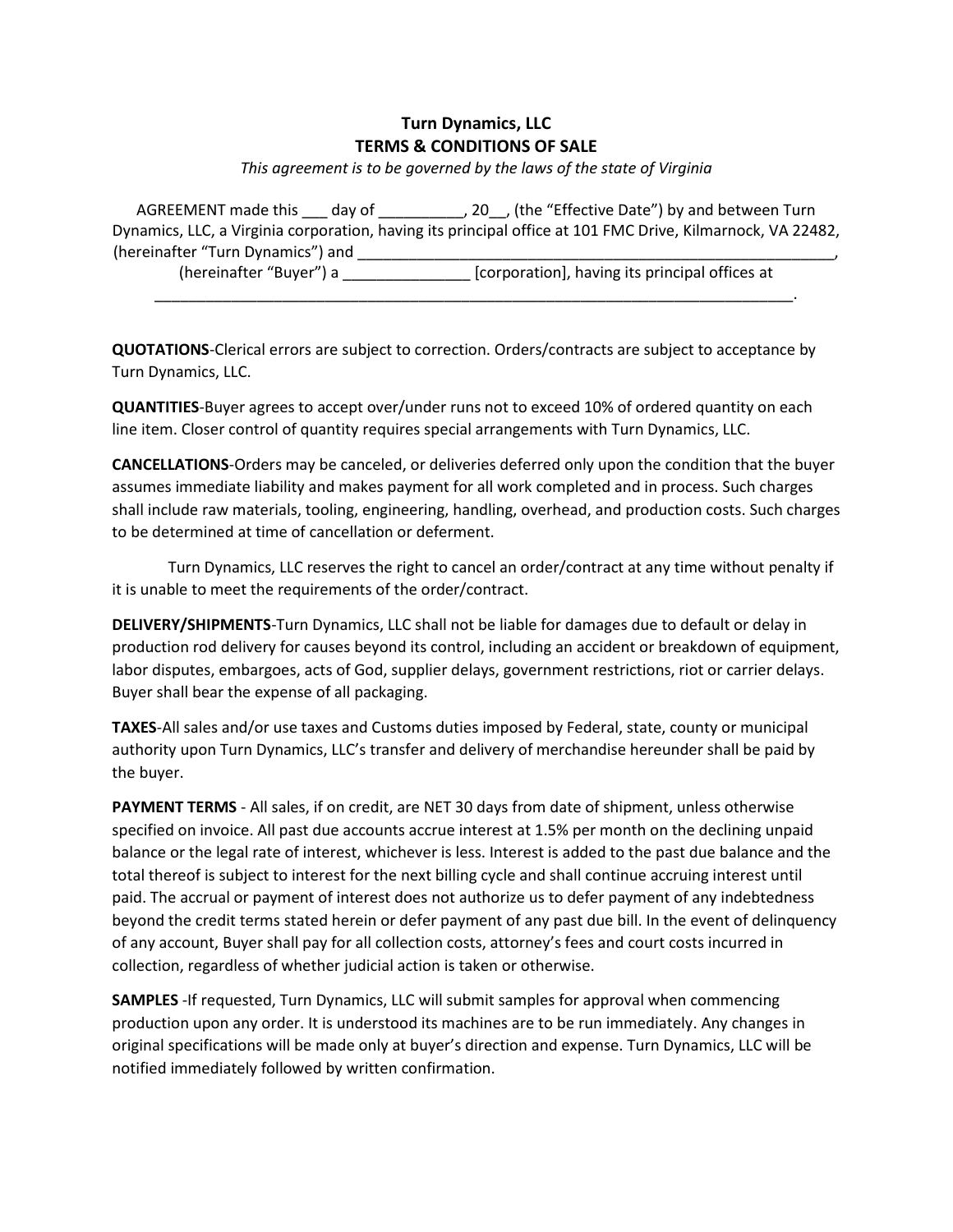# Turn Dynamics, LLC
## TERMS & CONDITIONS OF SALE

*This agreement is to be governed by the laws of the state of Virginia*

AGREEMENT made this ___ day of __________, 20__, (the "Effective Date") by and between Turn Dynamics, LLC, a Virginia corporation, having its principal office at 101 FMC Drive, Kilmarnock, VA 22482, (hereinafter "Turn Dynamics") and ___________________________________________________________, (hereinafter "Buyer") a _______________ [corporation], having its principal offices at ______________________________________________________________________________.

**QUOTATIONS**-Clerical errors are subject to correction. Orders/contracts are subject to acceptance by Turn Dynamics, LLC.

**QUANTITIES**-Buyer agrees to accept over/under runs not to exceed 10% of ordered quantity on each line item. Closer control of quantity requires special arrangements with Turn Dynamics, LLC.

**CANCELLATIONS**-Orders may be canceled, or deliveries deferred only upon the condition that the buyer assumes immediate liability and makes payment for all work completed and in process. Such charges shall include raw materials, tooling, engineering, handling, overhead, and production costs. Such charges to be determined at time of cancellation or deferment.

Turn Dynamics, LLC reserves the right to cancel an order/contract at any time without penalty if it is unable to meet the requirements of the order/contract.

**DELIVERY/SHIPMENTS**-Turn Dynamics, LLC shall not be liable for damages due to default or delay in production rod delivery for causes beyond its control, including an accident or breakdown of equipment, labor disputes, embargoes, acts of God, supplier delays, government restrictions, riot or carrier delays. Buyer shall bear the expense of all packaging.

**TAXES**-All sales and/or use taxes and Customs duties imposed by Federal, state, county or municipal authority upon Turn Dynamics, LLC's transfer and delivery of merchandise hereunder shall be paid by the buyer.

**PAYMENT TERMS** - All sales, if on credit, are NET 30 days from date of shipment, unless otherwise specified on invoice. All past due accounts accrue interest at 1.5% per month on the declining unpaid balance or the legal rate of interest, whichever is less. Interest is added to the past due balance and the total thereof is subject to interest for the next billing cycle and shall continue accruing interest until paid. The accrual or payment of interest does not authorize us to defer payment of any indebtedness beyond the credit terms stated herein or defer payment of any past due bill. In the event of delinquency of any account, Buyer shall pay for all collection costs, attorney's fees and court costs incurred in collection, regardless of whether judicial action is taken or otherwise.

**SAMPLES** -If requested, Turn Dynamics, LLC will submit samples for approval when commencing production upon any order. It is understood its machines are to be run immediately. Any changes in original specifications will be made only at buyer's direction and expense. Turn Dynamics, LLC will be notified immediately followed by written confirmation.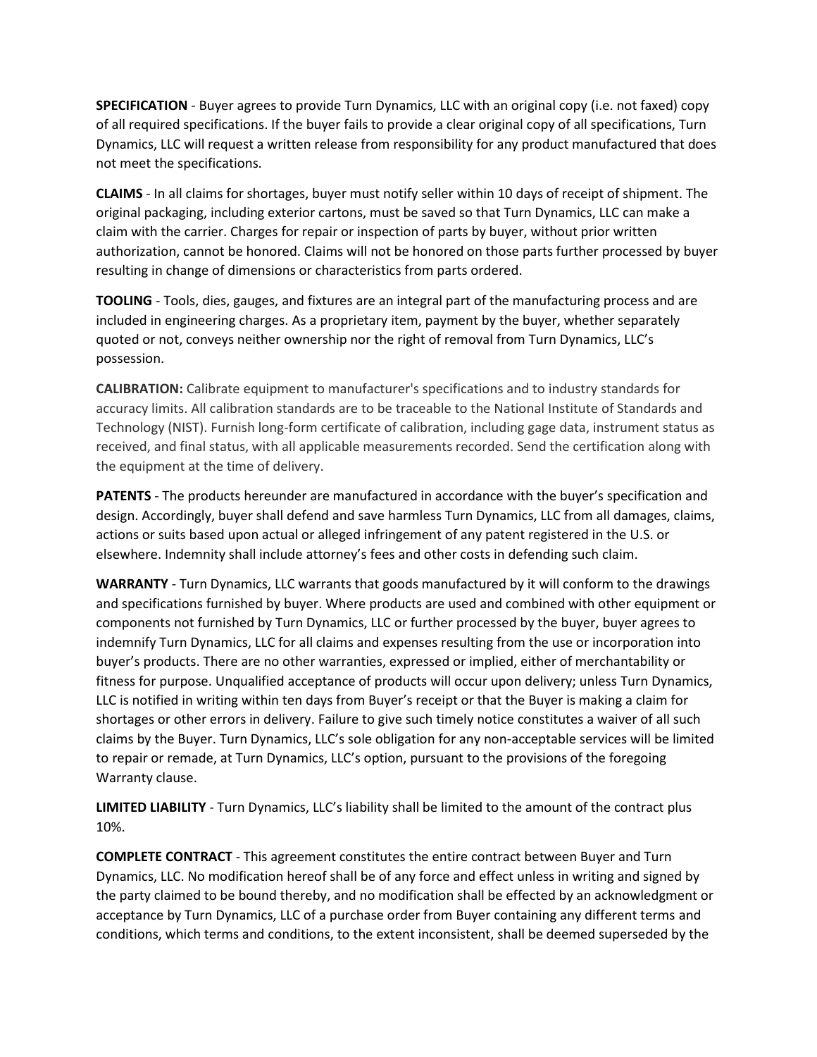**SPECIFICATION** - Buyer agrees to provide Turn Dynamics, LLC with an original copy (i.e. not faxed) copy of all required specifications. If the buyer fails to provide a clear original copy of all specifications, Turn Dynamics, LLC will request a written release from responsibility for any product manufactured that does not meet the specifications.

**CLAIMS** - In all claims for shortages, buyer must notify seller within 10 days of receipt of shipment. The original packaging, including exterior cartons, must be saved so that Turn Dynamics, LLC can make a claim with the carrier. Charges for repair or inspection of parts by buyer, without prior written authorization, cannot be honored. Claims will not be honored on those parts further processed by buyer resulting in change of dimensions or characteristics from parts ordered.

**TOOLING** - Tools, dies, gauges, and fixtures are an integral part of the manufacturing process and are included in engineering charges. As a proprietary item, payment by the buyer, whether separately quoted or not, conveys neither ownership nor the right of removal from Turn Dynamics, LLC's possession.

**CALIBRATION:** Calibrate equipment to manufacturer's specifications and to industry standards for accuracy limits. All calibration standards are to be traceable to the National Institute of Standards and Technology (NIST). Furnish long-form certificate of calibration, including gage data, instrument status as received, and final status, with all applicable measurements recorded. Send the certification along with the equipment at the time of delivery.

**PATENTS** - The products hereunder are manufactured in accordance with the buyer's specification and design. Accordingly, buyer shall defend and save harmless Turn Dynamics, LLC from all damages, claims, actions or suits based upon actual or alleged infringement of any patent registered in the U.S. or elsewhere. Indemnity shall include attorney's fees and other costs in defending such claim.

**WARRANTY** - Turn Dynamics, LLC warrants that goods manufactured by it will conform to the drawings and specifications furnished by buyer. Where products are used and combined with other equipment or components not furnished by Turn Dynamics, LLC or further processed by the buyer, buyer agrees to indemnify Turn Dynamics, LLC for all claims and expenses resulting from the use or incorporation into buyer's products. There are no other warranties, expressed or implied, either of merchantability or fitness for purpose. Unqualified acceptance of products will occur upon delivery; unless Turn Dynamics, LLC is notified in writing within ten days from Buyer's receipt or that the Buyer is making a claim for shortages or other errors in delivery. Failure to give such timely notice constitutes a waiver of all such claims by the Buyer. Turn Dynamics, LLC's sole obligation for any non-acceptable services will be limited to repair or remade, at Turn Dynamics, LLC's option, pursuant to the provisions of the foregoing Warranty clause.

**LIMITED LIABILITY** - Turn Dynamics, LLC's liability shall be limited to the amount of the contract plus 10%.

**COMPLETE CONTRACT** - This agreement constitutes the entire contract between Buyer and Turn Dynamics, LLC. No modification hereof shall be of any force and effect unless in writing and signed by the party claimed to be bound thereby, and no modification shall be effected by an acknowledgment or acceptance by Turn Dynamics, LLC of a purchase order from Buyer containing any different terms and conditions, which terms and conditions, to the extent inconsistent, shall be deemed superseded by the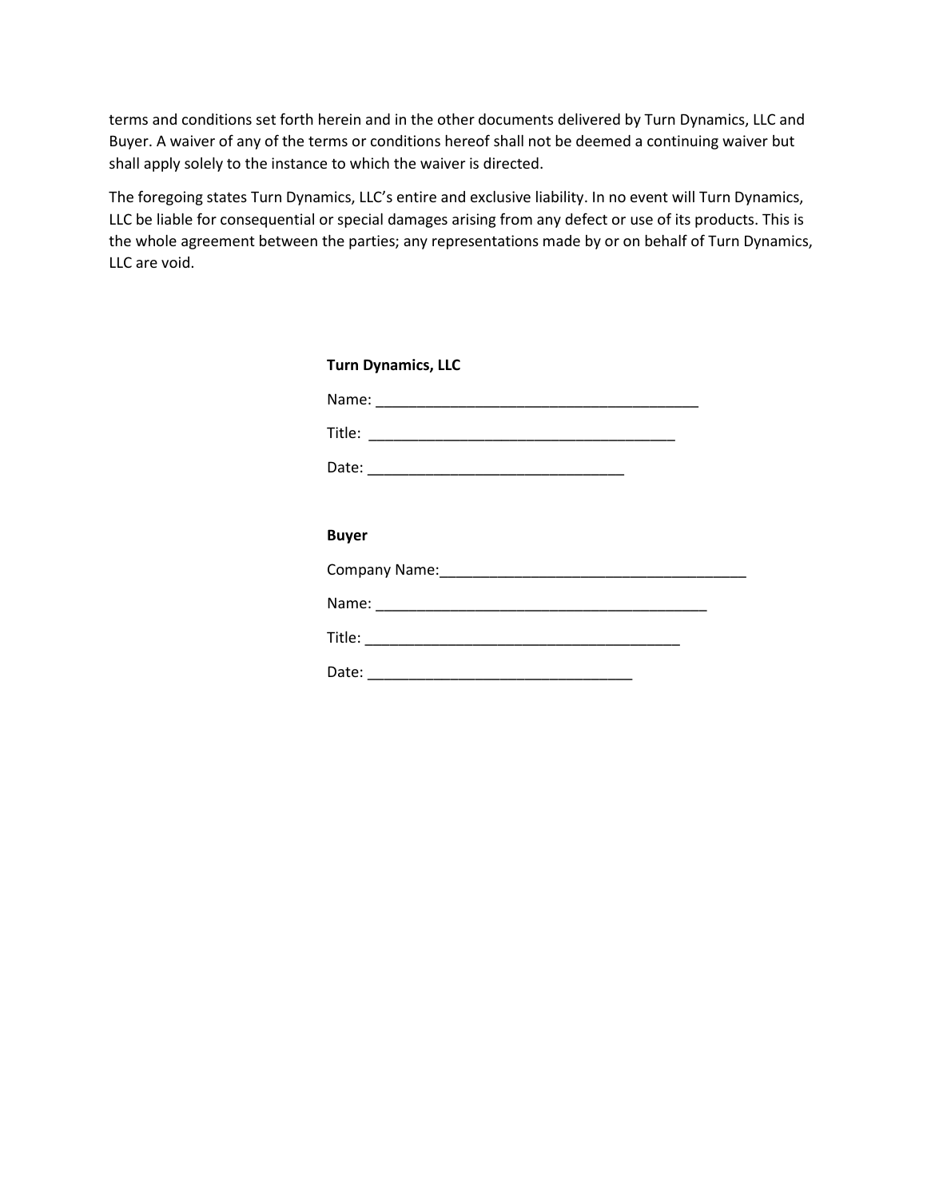terms and conditions set forth herein and in the other documents delivered by Turn Dynamics, LLC and Buyer. A waiver of any of the terms or conditions hereof shall not be deemed a continuing waiver but shall apply solely to the instance to which the waiver is directed.

The foregoing states Turn Dynamics, LLC's entire and exclusive liability. In no event will Turn Dynamics, LLC be liable for consequential or special damages arising from any defect or use of its products. This is the whole agreement between the parties; any representations made by or on behalf of Turn Dynamics, LLC are void.

**Turn Dynamics, LLC**

Name: ________________________________________

Title: ______________________________________

Date: _______________________________

**Buyer**

Company Name:_____________________________________

Name: _________________________________________

Title: _____________________________________

Date: ________________________________